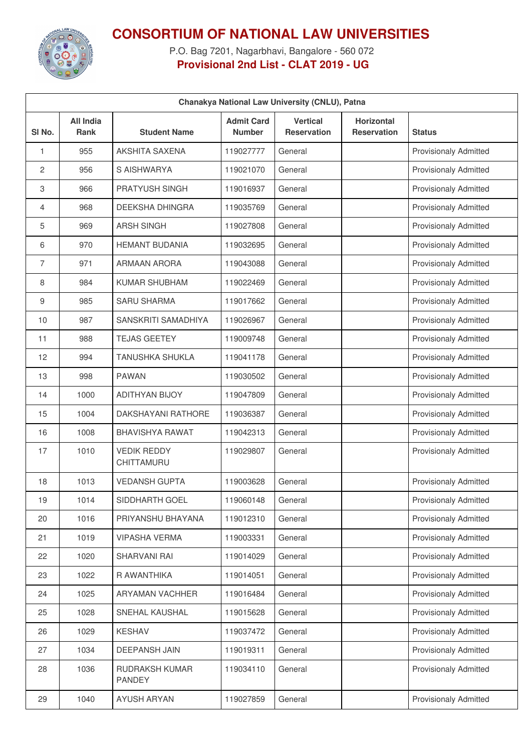# CONSORTIUM OF NATIONAL LAW UNIVERSITIES

P.O. Bag 7201, Nagarbhavi, Bangalore - 560 072

**Provisional 2nd List - CLAT 2019 - UG**

| Chanakya National Law University (CNLU), Patna | | | | | | |
|---|---|---|---|---|---|---|
| Sl No. | All India Rank | Student Name | Admit Card Number | Vertical Reservation | Horizontal Reservation | Status |
| 1 | 955 | AKSHITA SAXENA | 119027777 | General | | Provisionaly Admitted |
| 2 | 956 | S AISHWARYA | 119021070 | General | | Provisionaly Admitted |
| 3 | 966 | PRATYUSH SINGH | 119016937 | General | | Provisionaly Admitted |
| 4 | 968 | DEEKSHA DHINGRA | 119035769 | General | | Provisionaly Admitted |
| 5 | 969 | ARSH SINGH | 119027808 | General | | Provisionaly Admitted |
| 6 | 970 | HEMANT BUDANIA | 119032695 | General | | Provisionaly Admitted |
| 7 | 971 | ARMAAN ARORA | 119043088 | General | | Provisionaly Admitted |
| 8 | 984 | KUMAR SHUBHAM | 119022469 | General | | Provisionaly Admitted |
| 9 | 985 | SARU SHARMA | 119017662 | General | | Provisionaly Admitted |
| 10 | 987 | SANSKRITI SAMADHIYA | 119026967 | General | | Provisionaly Admitted |
| 11 | 988 | TEJAS GEETEY | 119009748 | General | | Provisionaly Admitted |
| 12 | 994 | TANUSHKA SHUKLA | 119041178 | General | | Provisionaly Admitted |
| 13 | 998 | PAWAN | 119030502 | General | | Provisionaly Admitted |
| 14 | 1000 | ADITHYAN BIJOY | 119047809 | General | | Provisionaly Admitted |
| 15 | 1004 | DAKSHAYANI RATHORE | 119036387 | General | | Provisionaly Admitted |
| 16 | 1008 | BHAVISHYA RAWAT | 119042313 | General | | Provisionaly Admitted |
| 17 | 1010 | VEDIK REDDY CHITTAMURU | 119029807 | General | | Provisionaly Admitted |
| 18 | 1013 | VEDANSH GUPTA | 119003628 | General | | Provisionaly Admitted |
| 19 | 1014 | SIDDHARTH GOEL | 119060148 | General | | Provisionaly Admitted |
| 20 | 1016 | PRIYANSHU BHAYANA | 119012310 | General | | Provisionaly Admitted |
| 21 | 1019 | VIPASHA VERMA | 119003331 | General | | Provisionaly Admitted |
| 22 | 1020 | SHARVANI RAI | 119014029 | General | | Provisionaly Admitted |
| 23 | 1022 | R AWANTHIKA | 119014051 | General | | Provisionaly Admitted |
| 24 | 1025 | ARYAMAN VACHHER | 119016484 | General | | Provisionaly Admitted |
| 25 | 1028 | SNEHAL KAUSHAL | 119015628 | General | | Provisionaly Admitted |
| 26 | 1029 | KESHAV | 119037472 | General | | Provisionaly Admitted |
| 27 | 1034 | DEEPANSH JAIN | 119019311 | General | | Provisionaly Admitted |
| 28 | 1036 | RUDRAKSH KUMAR PANDEY | 119034110 | General | | Provisionaly Admitted |
| 29 | 1040 | AYUSH ARYAN | 119027859 | General | | Provisionaly Admitted |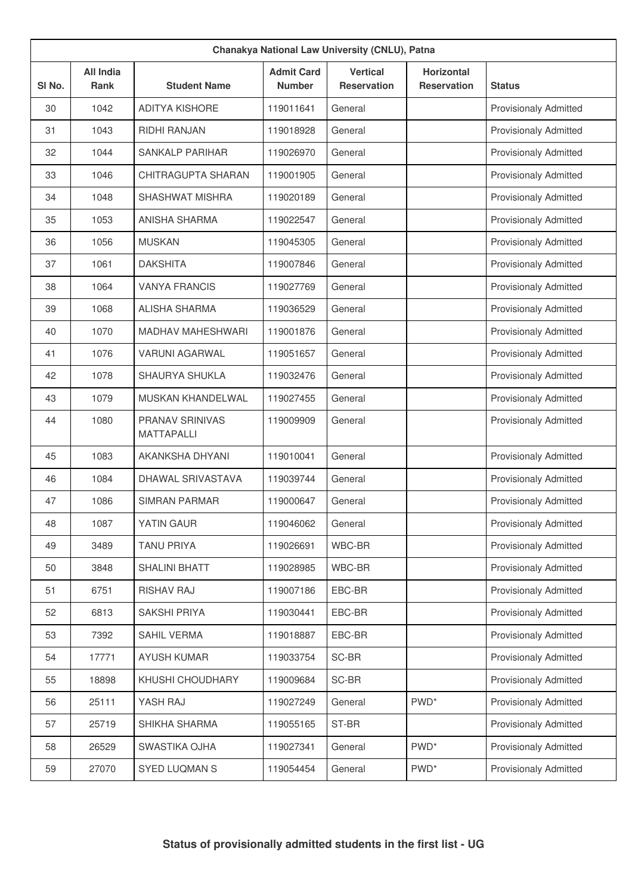| Chanakya National Law University (CNLU), Patna | | | | | | |
|---|---|---|---|---|---|---|
| Sl No. | All India Rank | Student Name | Admit Card Number | Vertical Reservation | Horizontal Reservation | Status |
| 30 | 1042 | ADITYA KISHORE | 119011641 | General | | Provisionaly Admitted |
| 31 | 1043 | RIDHI RANJAN | 119018928 | General | | Provisionaly Admitted |
| 32 | 1044 | SANKALP PARIHAR | 119026970 | General | | Provisionaly Admitted |
| 33 | 1046 | CHITRAGUPTA SHARAN | 119001905 | General | | Provisionaly Admitted |
| 34 | 1048 | SHASHWAT MISHRA | 119020189 | General | | Provisionaly Admitted |
| 35 | 1053 | ANISHA SHARMA | 119022547 | General | | Provisionaly Admitted |
| 36 | 1056 | MUSKAN | 119045305 | General | | Provisionaly Admitted |
| 37 | 1061 | DAKSHITA | 119007846 | General | | Provisionaly Admitted |
| 38 | 1064 | VANYA FRANCIS | 119027769 | General | | Provisionaly Admitted |
| 39 | 1068 | ALISHA SHARMA | 119036529 | General | | Provisionaly Admitted |
| 40 | 1070 | MADHAV MAHESHWARI | 119001876 | General | | Provisionaly Admitted |
| 41 | 1076 | VARUNI AGARWAL | 119051657 | General | | Provisionaly Admitted |
| 42 | 1078 | SHAURYA SHUKLA | 119032476 | General | | Provisionaly Admitted |
| 43 | 1079 | MUSKAN KHANDELWAL | 119027455 | General | | Provisionaly Admitted |
| 44 | 1080 | PRANAV SRINIVAS MATTAPALLI | 119009909 | General | | Provisionaly Admitted |
| 45 | 1083 | AKANKSHA DHYANI | 119010041 | General | | Provisionaly Admitted |
| 46 | 1084 | DHAWAL SRIVASTAVA | 119039744 | General | | Provisionaly Admitted |
| 47 | 1086 | SIMRAN PARMAR | 119000647 | General | | Provisionaly Admitted |
| 48 | 1087 | YATIN GAUR | 119046062 | General | | Provisionaly Admitted |
| 49 | 3489 | TANU PRIYA | 119026691 | WBC-BR | | Provisionaly Admitted |
| 50 | 3848 | SHALINI BHATT | 119028985 | WBC-BR | | Provisionaly Admitted |
| 51 | 6751 | RISHAV RAJ | 119007186 | EBC-BR | | Provisionaly Admitted |
| 52 | 6813 | SAKSHI PRIYA | 119030441 | EBC-BR | | Provisionaly Admitted |
| 53 | 7392 | SAHIL VERMA | 119018887 | EBC-BR | | Provisionaly Admitted |
| 54 | 17771 | AYUSH KUMAR | 119033754 | SC-BR | | Provisionaly Admitted |
| 55 | 18898 | KHUSHI CHOUDHARY | 119009684 | SC-BR | | Provisionaly Admitted |
| 56 | 25111 | YASH RAJ | 119027249 | General | PWD* | Provisionaly Admitted |
| 57 | 25719 | SHIKHA SHARMA | 119055165 | ST-BR | | Provisionaly Admitted |
| 58 | 26529 | SWASTIKA OJHA | 119027341 | General | PWD* | Provisionaly Admitted |
| 59 | 27070 | SYED LUQMAN S | 119054454 | General | PWD* | Provisionaly Admitted |

**Status of provisionally admitted students in the first list - UG**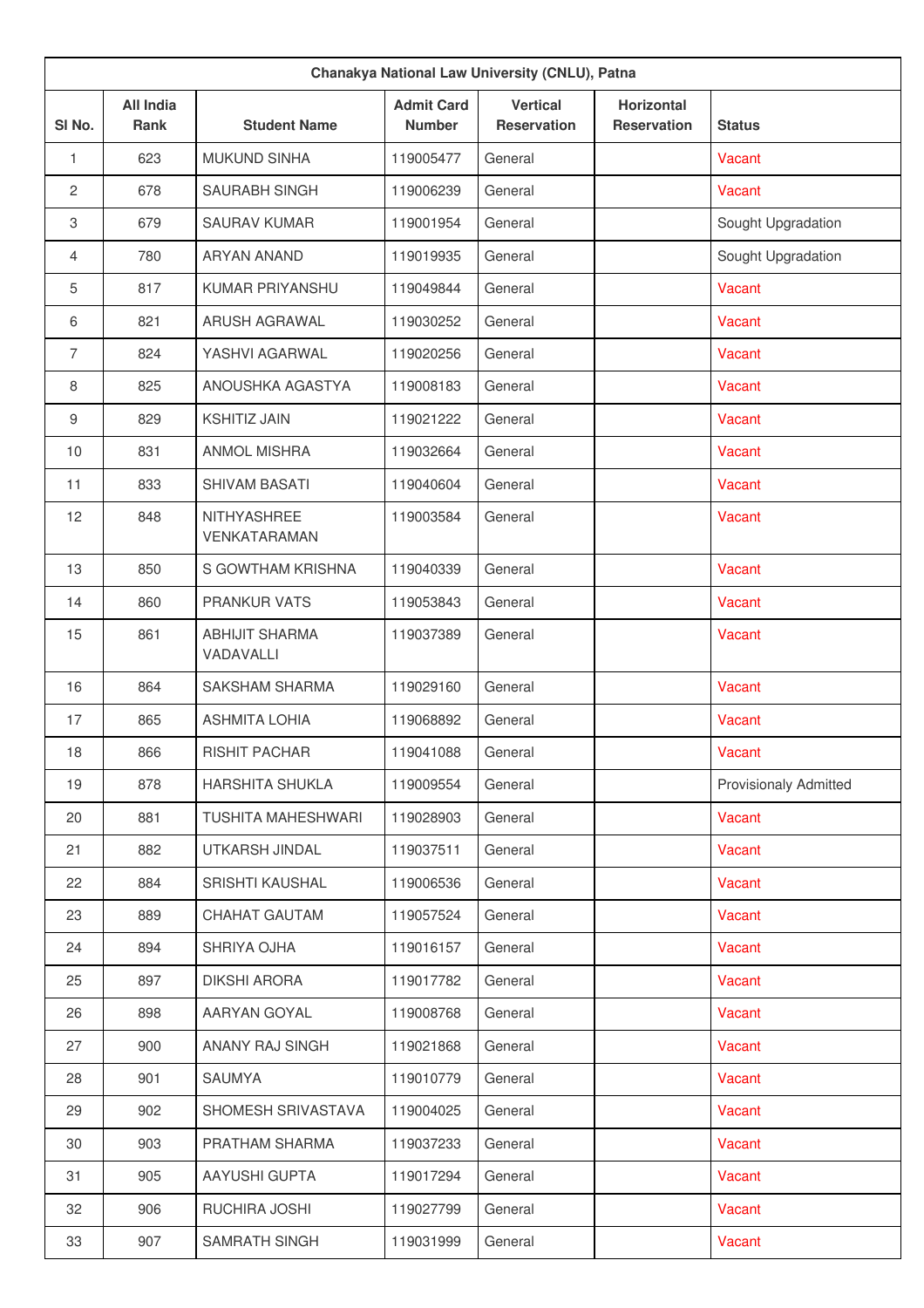| Chanakya National Law University (CNLU), Patna | | | | | | |
|---|---|---|---|---|---|---|
| Sl No. | All India Rank | Student Name | Admit Card Number | Vertical Reservation | Horizontal Reservation | Status |
| 1 | 623 | MUKUND SINHA | 119005477 | General | | Vacant |
| 2 | 678 | SAURABH SINGH | 119006239 | General | | Vacant |
| 3 | 679 | SAURAV KUMAR | 119001954 | General | | Sought Upgradation |
| 4 | 780 | ARYAN ANAND | 119019935 | General | | Sought Upgradation |
| 5 | 817 | KUMAR PRIYANSHU | 119049844 | General | | Vacant |
| 6 | 821 | ARUSH AGRAWAL | 119030252 | General | | Vacant |
| 7 | 824 | YASHVI AGARWAL | 119020256 | General | | Vacant |
| 8 | 825 | ANOUSHKA AGASTYA | 119008183 | General | | Vacant |
| 9 | 829 | KSHITIZ JAIN | 119021222 | General | | Vacant |
| 10 | 831 | ANMOL MISHRA | 119032664 | General | | Vacant |
| 11 | 833 | SHIVAM BASATI | 119040604 | General | | Vacant |
| 12 | 848 | NITHYASHREE VENKATARAMAN | 119003584 | General | | Vacant |
| 13 | 850 | S GOWTHAM KRISHNA | 119040339 | General | | Vacant |
| 14 | 860 | PRANKUR VATS | 119053843 | General | | Vacant |
| 15 | 861 | ABHIJIT SHARMA VADAVALLI | 119037389 | General | | Vacant |
| 16 | 864 | SAKSHAM SHARMA | 119029160 | General | | Vacant |
| 17 | 865 | ASHMITA LOHIA | 119068892 | General | | Vacant |
| 18 | 866 | RISHIT PACHAR | 119041088 | General | | Vacant |
| 19 | 878 | HARSHITA SHUKLA | 119009554 | General | | Provisionaly Admitted |
| 20 | 881 | TUSHITA MAHESHWARI | 119028903 | General | | Vacant |
| 21 | 882 | UTKARSH JINDAL | 119037511 | General | | Vacant |
| 22 | 884 | SRISHTI KAUSHAL | 119006536 | General | | Vacant |
| 23 | 889 | CHAHAT GAUTAM | 119057524 | General | | Vacant |
| 24 | 894 | SHRIYA OJHA | 119016157 | General | | Vacant |
| 25 | 897 | DIKSHI ARORA | 119017782 | General | | Vacant |
| 26 | 898 | AARYAN GOYAL | 119008768 | General | | Vacant |
| 27 | 900 | ANANY RAJ SINGH | 119021868 | General | | Vacant |
| 28 | 901 | SAUMYA | 119010779 | General | | Vacant |
| 29 | 902 | SHOMESH SRIVASTAVA | 119004025 | General | | Vacant |
| 30 | 903 | PRATHAM SHARMA | 119037233 | General | | Vacant |
| 31 | 905 | AAYUSHI GUPTA | 119017294 | General | | Vacant |
| 32 | 906 | RUCHIRA JOSHI | 119027799 | General | | Vacant |
| 33 | 907 | SAMRATH SINGH | 119031999 | General | | Vacant |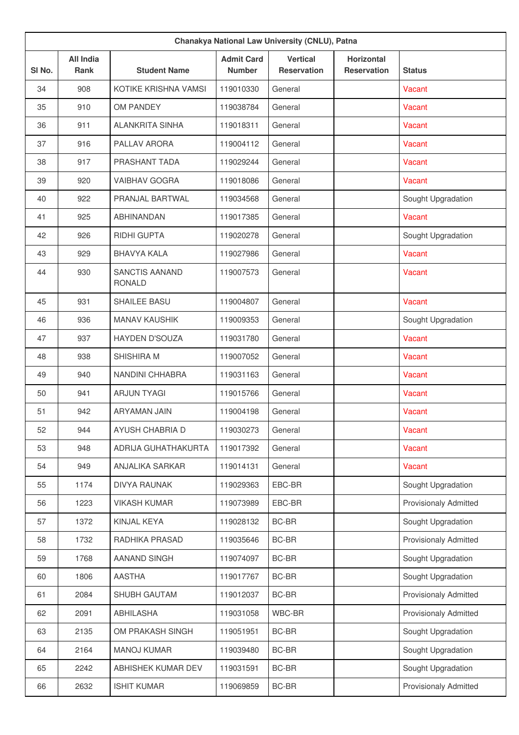| Chanakya National Law University (CNLU), Patna | | | | | | |
|---|---|---|---|---|---|---|
| Sl No. | All India Rank | Student Name | Admit Card Number | Vertical Reservation | Horizontal Reservation | Status |
| 34 | 908 | KOTIKE KRISHNA VAMSI | 119010330 | General | | Vacant |
| 35 | 910 | OM PANDEY | 119038784 | General | | Vacant |
| 36 | 911 | ALANKRITA SINHA | 119018311 | General | | Vacant |
| 37 | 916 | PALLAV ARORA | 119004112 | General | | Vacant |
| 38 | 917 | PRASHANT TADA | 119029244 | General | | Vacant |
| 39 | 920 | VAIBHAV GOGRA | 119018086 | General | | Vacant |
| 40 | 922 | PRANJAL BARTWAL | 119034568 | General | | Sought Upgradation |
| 41 | 925 | ABHINANDAN | 119017385 | General | | Vacant |
| 42 | 926 | RIDHI GUPTA | 119020278 | General | | Sought Upgradation |
| 43 | 929 | BHAVYA KALA | 119027986 | General | | Vacant |
| 44 | 930 | SANCTIS AANAND RONALD | 119007573 | General | | Vacant |
| 45 | 931 | SHAILEE BASU | 119004807 | General | | Vacant |
| 46 | 936 | MANAV KAUSHIK | 119009353 | General | | Sought Upgradation |
| 47 | 937 | HAYDEN D'SOUZA | 119031780 | General | | Vacant |
| 48 | 938 | SHISHIRA M | 119007052 | General | | Vacant |
| 49 | 940 | NANDINI CHHABRA | 119031163 | General | | Vacant |
| 50 | 941 | ARJUN TYAGI | 119015766 | General | | Vacant |
| 51 | 942 | ARYAMAN JAIN | 119004198 | General | | Vacant |
| 52 | 944 | AYUSH CHABRIA D | 119030273 | General | | Vacant |
| 53 | 948 | ADRIJA GUHATHAKURTA | 119017392 | General | | Vacant |
| 54 | 949 | ANJALIKA SARKAR | 119014131 | General | | Vacant |
| 55 | 1174 | DIVYA RAUNAK | 119029363 | EBC-BR | | Sought Upgradation |
| 56 | 1223 | VIKASH KUMAR | 119073989 | EBC-BR | | Provisionaly Admitted |
| 57 | 1372 | KINJAL KEYA | 119028132 | BC-BR | | Sought Upgradation |
| 58 | 1732 | RADHIKA PRASAD | 119035646 | BC-BR | | Provisionaly Admitted |
| 59 | 1768 | AANAND SINGH | 119074097 | BC-BR | | Sought Upgradation |
| 60 | 1806 | AASTHA | 119017767 | BC-BR | | Sought Upgradation |
| 61 | 2084 | SHUBH GAUTAM | 119012037 | BC-BR | | Provisionaly Admitted |
| 62 | 2091 | ABHILASHA | 119031058 | WBC-BR | | Provisionaly Admitted |
| 63 | 2135 | OM PRAKASH SINGH | 119051951 | BC-BR | | Sought Upgradation |
| 64 | 2164 | MANOJ KUMAR | 119039480 | BC-BR | | Sought Upgradation |
| 65 | 2242 | ABHISHEK KUMAR DEV | 119031591 | BC-BR | | Sought Upgradation |
| 66 | 2632 | ISHIT KUMAR | 119069859 | BC-BR | | Provisionaly Admitted |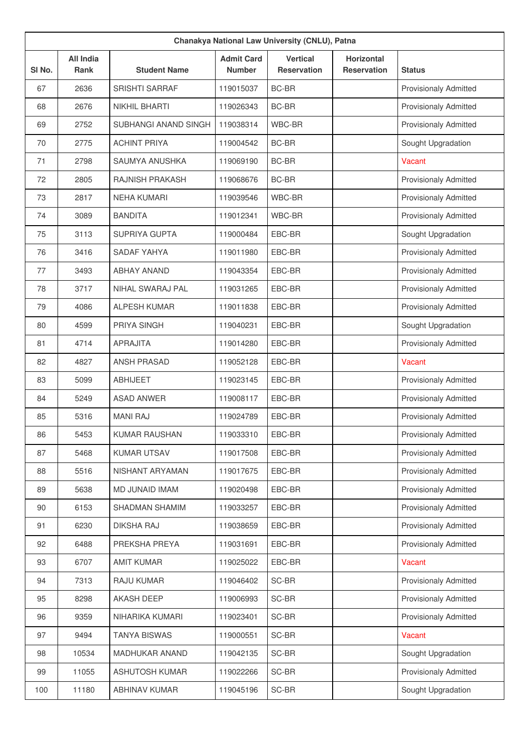| Chanakya National Law University (CNLU), Patna | | | | | | |
|---|---|---|---|---|---|---|
| Sl No. | All India Rank | Student Name | Admit Card Number | Vertical Reservation | Horizontal Reservation | Status |
| 67 | 2636 | SRISHTI SARRAF | 119015037 | BC-BR | | Provisionaly Admitted |
| 68 | 2676 | NIKHIL BHARTI | 119026343 | BC-BR | | Provisionaly Admitted |
| 69 | 2752 | SUBHANGI ANAND SINGH | 119038314 | WBC-BR | | Provisionaly Admitted |
| 70 | 2775 | ACHINT PRIYA | 119004542 | BC-BR | | Sought Upgradation |
| 71 | 2798 | SAUMYA ANUSHKA | 119069190 | BC-BR | | Vacant |
| 72 | 2805 | RAJNISH PRAKASH | 119068676 | BC-BR | | Provisionaly Admitted |
| 73 | 2817 | NEHA KUMARI | 119039546 | WBC-BR | | Provisionaly Admitted |
| 74 | 3089 | BANDITA | 119012341 | WBC-BR | | Provisionaly Admitted |
| 75 | 3113 | SUPRIYA GUPTA | 119000484 | EBC-BR | | Sought Upgradation |
| 76 | 3416 | SADAF YAHYA | 119011980 | EBC-BR | | Provisionaly Admitted |
| 77 | 3493 | ABHAY ANAND | 119043354 | EBC-BR | | Provisionaly Admitted |
| 78 | 3717 | NIHAL SWARAJ PAL | 119031265 | EBC-BR | | Provisionaly Admitted |
| 79 | 4086 | ALPESH KUMAR | 119011838 | EBC-BR | | Provisionaly Admitted |
| 80 | 4599 | PRIYA SINGH | 119040231 | EBC-BR | | Sought Upgradation |
| 81 | 4714 | APRAJITA | 119014280 | EBC-BR | | Provisionaly Admitted |
| 82 | 4827 | ANSH PRASAD | 119052128 | EBC-BR | | Vacant |
| 83 | 5099 | ABHIJEET | 119023145 | EBC-BR | | Provisionaly Admitted |
| 84 | 5249 | ASAD ANWER | 119008117 | EBC-BR | | Provisionaly Admitted |
| 85 | 5316 | MANI RAJ | 119024789 | EBC-BR | | Provisionaly Admitted |
| 86 | 5453 | KUMAR RAUSHAN | 119033310 | EBC-BR | | Provisionaly Admitted |
| 87 | 5468 | KUMAR UTSAV | 119017508 | EBC-BR | | Provisionaly Admitted |
| 88 | 5516 | NISHANT ARYAMAN | 119017675 | EBC-BR | | Provisionaly Admitted |
| 89 | 5638 | MD JUNAID IMAM | 119020498 | EBC-BR | | Provisionaly Admitted |
| 90 | 6153 | SHADMAN SHAMIM | 119033257 | EBC-BR | | Provisionaly Admitted |
| 91 | 6230 | DIKSHA RAJ | 119038659 | EBC-BR | | Provisionaly Admitted |
| 92 | 6488 | PREKSHA PREYA | 119031691 | EBC-BR | | Provisionaly Admitted |
| 93 | 6707 | AMIT KUMAR | 119025022 | EBC-BR | | Vacant |
| 94 | 7313 | RAJU KUMAR | 119046402 | SC-BR | | Provisionaly Admitted |
| 95 | 8298 | AKASH DEEP | 119006993 | SC-BR | | Provisionaly Admitted |
| 96 | 9359 | NIHARIKA KUMARI | 119023401 | SC-BR | | Provisionaly Admitted |
| 97 | 9494 | TANYA BISWAS | 119000551 | SC-BR | | Vacant |
| 98 | 10534 | MADHUKAR ANAND | 119042135 | SC-BR | | Sought Upgradation |
| 99 | 11055 | ASHUTOSH KUMAR | 119022266 | SC-BR | | Provisionaly Admitted |
| 100 | 11180 | ABHINAV KUMAR | 119045196 | SC-BR | | Sought Upgradation |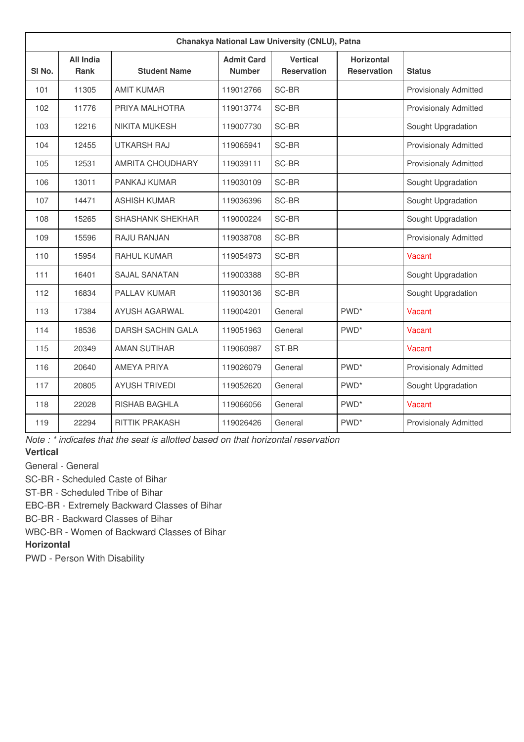| Chanakya National Law University (CNLU), Patna | | | | | | |
|---|---|---|---|---|---|---|
| Sl No. | All India Rank | Student Name | Admit Card Number | Vertical Reservation | Horizontal Reservation | Status |
| 101 | 11305 | AMIT KUMAR | 119012766 | SC-BR | | Provisionaly Admitted |
| 102 | 11776 | PRIYA MALHOTRA | 119013774 | SC-BR | | Provisionaly Admitted |
| 103 | 12216 | NIKITA MUKESH | 119007730 | SC-BR | | Sought Upgradation |
| 104 | 12455 | UTKARSH RAJ | 119065941 | SC-BR | | Provisionaly Admitted |
| 105 | 12531 | AMRITA CHOUDHARY | 119039111 | SC-BR | | Provisionaly Admitted |
| 106 | 13011 | PANKAJ KUMAR | 119030109 | SC-BR | | Sought Upgradation |
| 107 | 14471 | ASHISH KUMAR | 119036396 | SC-BR | | Sought Upgradation |
| 108 | 15265 | SHASHANK SHEKHAR | 119000224 | SC-BR | | Sought Upgradation |
| 109 | 15596 | RAJU RANJAN | 119038708 | SC-BR | | Provisionaly Admitted |
| 110 | 15954 | RAHUL KUMAR | 119054973 | SC-BR | | Vacant |
| 111 | 16401 | SAJAL SANATAN | 119003388 | SC-BR | | Sought Upgradation |
| 112 | 16834 | PALLAV KUMAR | 119030136 | SC-BR | | Sought Upgradation |
| 113 | 17384 | AYUSH AGARWAL | 119004201 | General | PWD* | Vacant |
| 114 | 18536 | DARSH SACHIN GALA | 119051963 | General | PWD* | Vacant |
| 115 | 20349 | AMAN SUTIHAR | 119060987 | ST-BR | | Vacant |
| 116 | 20640 | AMEYA PRIYA | 119026079 | General | PWD* | Provisionaly Admitted |
| 117 | 20805 | AYUSH TRIVEDI | 119052620 | General | PWD* | Sought Upgradation |
| 118 | 22028 | RISHAB BAGHLA | 119066056 | General | PWD* | Vacant |
| 119 | 22294 | RITTIK PRAKASH | 119026426 | General | PWD* | Provisionaly Admitted |

*Note : * indicates that the seat is allotted based on that horizontal reservation*

**Vertical**

General - General

SC-BR - Scheduled Caste of Bihar

ST-BR - Scheduled Tribe of Bihar

EBC-BR - Extremely Backward Classes of Bihar

BC-BR - Backward Classes of Bihar

WBC-BR - Women of Backward Classes of Bihar

**Horizontal**

PWD - Person With Disability